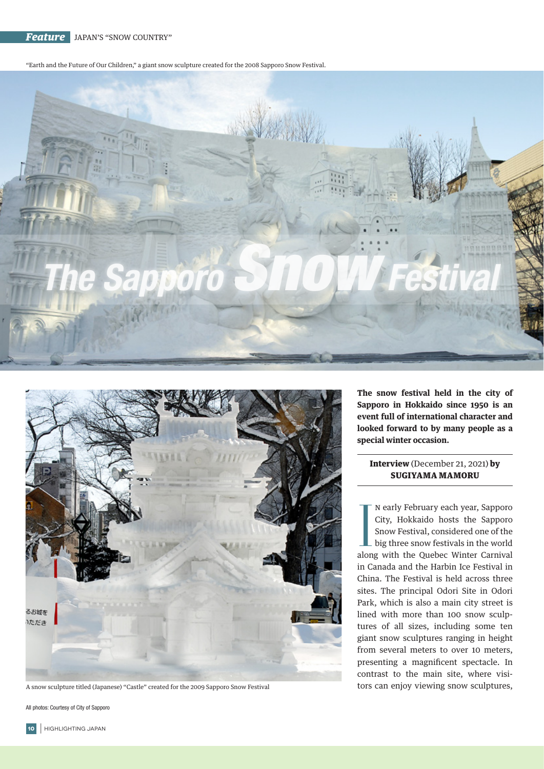Feature JAPAN'S "SNOW COUNTRY"

"Earth and the Future of Our Children," a giant snow sculpture created for the 2008 Sapporo Snow Festival.

# The Sapporo Snow Festival

A snow sculpture titled (Japanese) "Castle" created for the 2009 Sapporo Snow Festival

All photos: Courtesy of City of Sapporo

**The snow festival held in the city of Sapporo in Hokkaido since 1950 is an event full of international character and looked forward to by many people as a special winter occasion.**

**Interview** (December 21, 2021) **by SUGIYAMA MAMORU**

In early February each year, Sapporo City, Hokkaido hosts the Sapporo Snow Festival, considered one of the big three snow festivals in the world along with the Quebec Winter Carnival in Canada and the Harbin Ice Festival in China. The Festival is held across three sites. The principal Odori Site in Odori Park, which is also a main city street is lined with more than 100 snow sculptures of all sizes, including some ten giant snow sculptures ranging in height from several meters to over 10 meters, presenting a magnificent spectacle. In contrast to the main site, where visitors can enjoy viewing snow sculptures,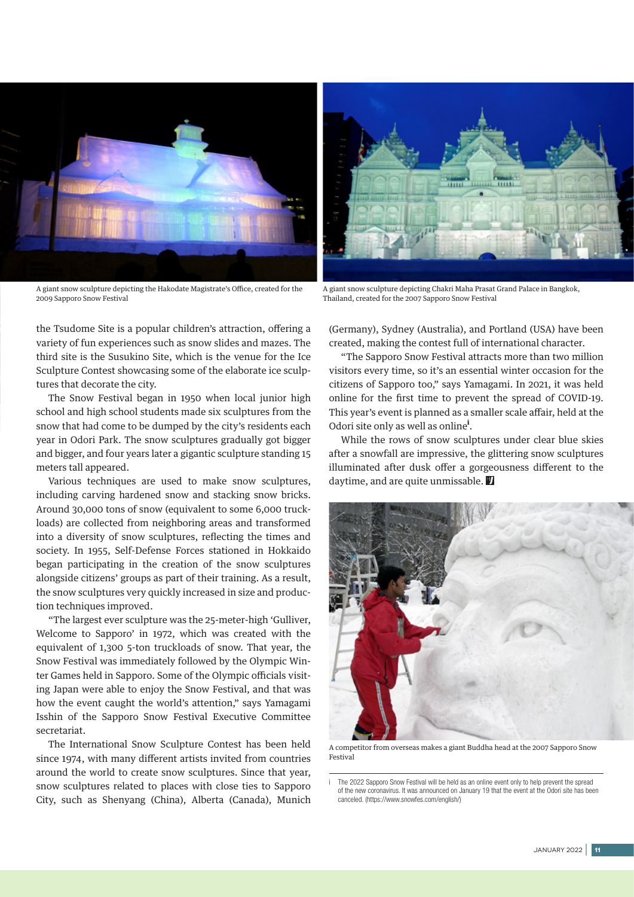A giant snow sculpture depicting the Hakodate Magistrate's Office, created for the 2009 Sapporo Snow Festival

A giant snow sculpture depicting Chakri Maha Prasat Grand Palace in Bangkok, Thailand, created for the 2007 Sapporo Snow Festival

the Tsudome Site is a popular children's attraction, offering a variety of fun experiences such as snow slides and mazes. The third site is the Susukino Site, which is the venue for the Ice Sculpture Contest showcasing some of the elaborate ice sculptures that decorate the city.

The Snow Festival began in 1950 when local junior high school and high school students made six sculptures from the snow that had come to be dumped by the city's residents each year in Odori Park. The snow sculptures gradually got bigger and bigger, and four years later a gigantic sculpture standing 15 meters tall appeared.

Various techniques are used to make snow sculptures, including carving hardened snow and stacking snow bricks. Around 30,000 tons of snow (equivalent to some 6,000 truckloads) are collected from neighboring areas and transformed into a diversity of snow sculptures, reflecting the times and society. In 1955, Self-Defense Forces stationed in Hokkaido began participating in the creation of the snow sculptures alongside citizens' groups as part of their training. As a result, the snow sculptures very quickly increased in size and production techniques improved.

"The largest ever sculpture was the 25-meter-high 'Gulliver, Welcome to Sapporo' in 1972, which was created with the equivalent of 1,300 5-ton truckloads of snow. That year, the Snow Festival was immediately followed by the Olympic Winter Games held in Sapporo. Some of the Olympic officials visiting Japan were able to enjoy the Snow Festival, and that was how the event caught the world's attention," says Yamagami Isshin of the Sapporo Snow Festival Executive Committee secretariat.

The International Snow Sculpture Contest has been held since 1974, with many different artists invited from countries around the world to create snow sculptures. Since that year, snow sculptures related to places with close ties to Sapporo City, such as Shenyang (China), Alberta (Canada), Munich (Germany), Sydney (Australia), and Portland (USA) have been created, making the contest full of international character.

"The Sapporo Snow Festival attracts more than two million visitors every time, so it's an essential winter occasion for the citizens of Sapporo too," says Yamagami. In 2021, it was held online for the first time to prevent the spread of COVID-19. This year's event is planned as a smaller scale affair, held at the Odori site only as well as online[i].

While the rows of snow sculptures under clear blue skies after a snowfall are impressive, the glittering snow sculptures illuminated after dusk offer a gorgeousness different to the daytime, and are quite unmissable.

A competitor from overseas makes a giant Buddha head at the 2007 Sapporo Snow Festival

i The 2022 Sapporo Snow Festival will be held as an online event only to help prevent the spread of the new coronavirus. It was announced on January 19 that the event at the Odori site has been canceled. (https://www.snowfes.com/english/)